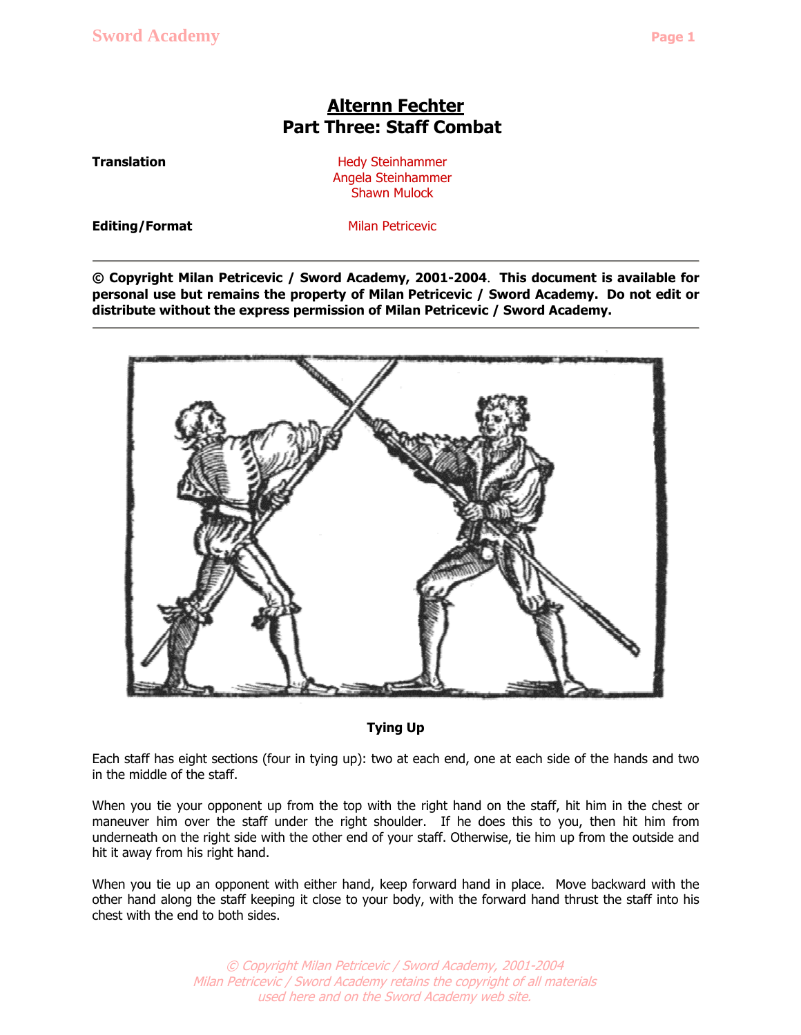# Alternn Fechter
## Part Three: Staff Combat

**Translation** Hedy Steinhammer
Angela Steinhammer
Shawn Mulock

**Editing/Format** Milan Petricevic

---

**© Copyright Milan Petricevic / Sword Academy, 2001-2004. This document is available for personal use but remains the property of Milan Petricevic / Sword Academy. Do not edit or distribute without the express permission of Milan Petricevic / Sword Academy.**

---

**Tying Up**

Each staff has eight sections (four in tying up): two at each end, one at each side of the hands and two in the middle of the staff.

When you tie your opponent up from the top with the right hand on the staff, hit him in the chest or maneuver him over the staff under the right shoulder. If he does this to you, then hit him from underneath on the right side with the other end of your staff. Otherwise, tie him up from the outside and hit it away from his right hand.

When you tie up an opponent with either hand, keep forward hand in place. Move backward with the other hand along the staff keeping it close to your body, with the forward hand thrust the staff into his chest with the end to both sides.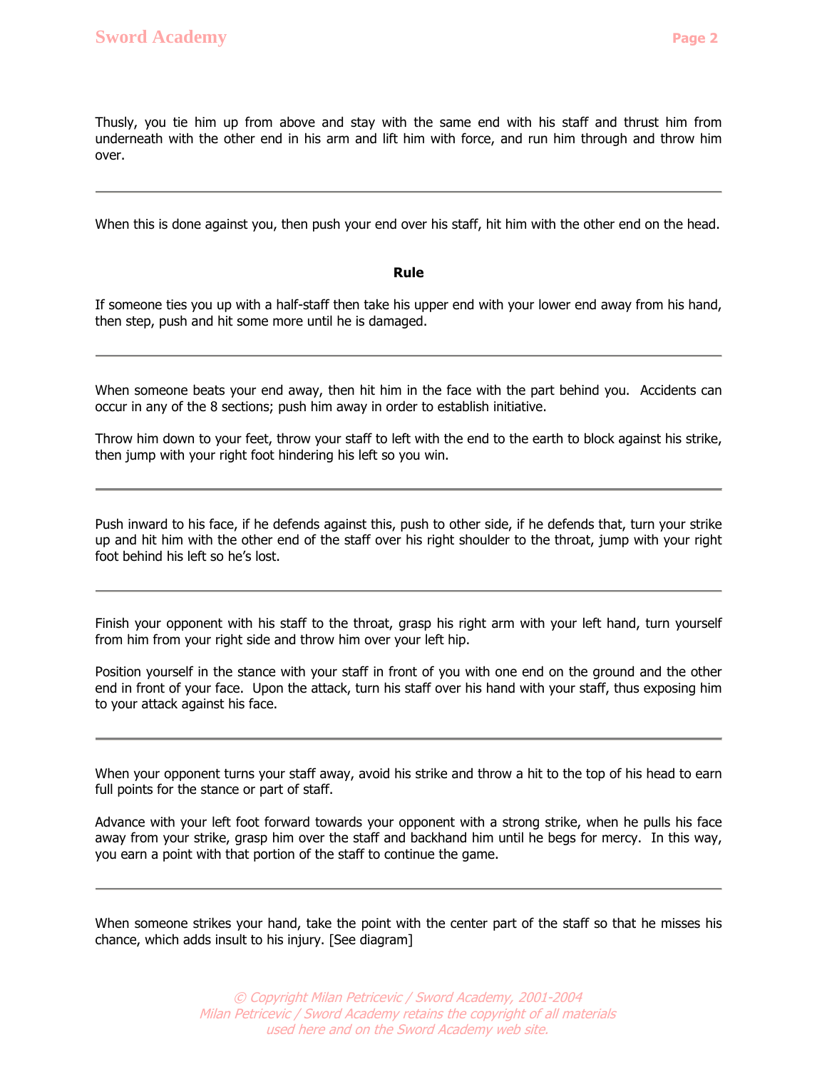Thusly, you tie him up from above and stay with the same end with his staff and thrust him from underneath with the other end in his arm and lift him with force, and run him through and throw him over.

---

When this is done against you, then push your end over his staff, hit him with the other end on the head.

**Rule**

If someone ties you up with a half-staff then take his upper end with your lower end away from his hand, then step, push and hit some more until he is damaged.

---

When someone beats your end away, then hit him in the face with the part behind you. Accidents can occur in any of the 8 sections; push him away in order to establish initiative.

Throw him down to your feet, throw your staff to left with the end to the earth to block against his strike, then jump with your right foot hindering his left so you win.

---

Push inward to his face, if he defends against this, push to other side, if he defends that, turn your strike up and hit him with the other end of the staff over his right shoulder to the throat, jump with your right foot behind his left so he's lost.

---

Finish your opponent with his staff to the throat, grasp his right arm with your left hand, turn yourself from him from your right side and throw him over your left hip.

Position yourself in the stance with your staff in front of you with one end on the ground and the other end in front of your face. Upon the attack, turn his staff over his hand with your staff, thus exposing him to your attack against his face.

---

When your opponent turns your staff away, avoid his strike and throw a hit to the top of his head to earn full points for the stance or part of staff.

Advance with your left foot forward towards your opponent with a strong strike, when he pulls his face away from your strike, grasp him over the staff and backhand him until he begs for mercy. In this way, you earn a point with that portion of the staff to continue the game.

---

When someone strikes your hand, take the point with the center part of the staff so that he misses his chance, which adds insult to his injury. [See diagram]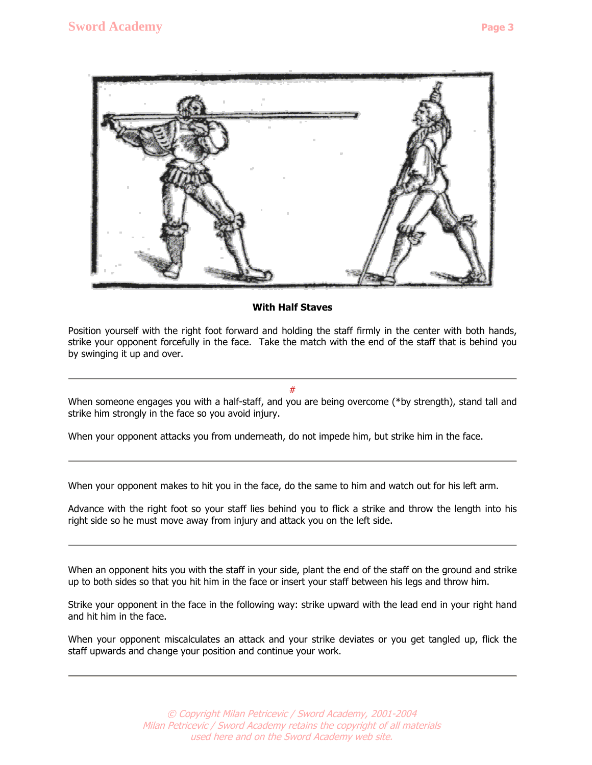**With Half Staves**

Position yourself with the right foot forward and holding the staff firmly in the center with both hands, strike your opponent forcefully in the face. Take the match with the end of the staff that is behind you by swinging it up and over.

---

#

When someone engages you with a half-staff, and you are being overcome (*by strength), stand tall and strike him strongly in the face so you avoid injury.

When your opponent attacks you from underneath, do not impede him, but strike him in the face.

---

When your opponent makes to hit you in the face, do the same to him and watch out for his left arm.

Advance with the right foot so your staff lies behind you to flick a strike and throw the length into his right side so he must move away from injury and attack you on the left side.

---

When an opponent hits you with the staff in your side, plant the end of the staff on the ground and strike up to both sides so that you hit him in the face or insert your staff between his legs and throw him.

Strike your opponent in the face in the following way: strike upward with the lead end in your right hand and hit him in the face.

When your opponent miscalculates an attack and your strike deviates or you get tangled up, flick the staff upwards and change your position and continue your work.

---

*© Copyright Milan Petricevic / Sword Academy, 2001-2004*
*Milan Petricevic / Sword Academy retains the copyright of all materials used here and on the Sword Academy web site.*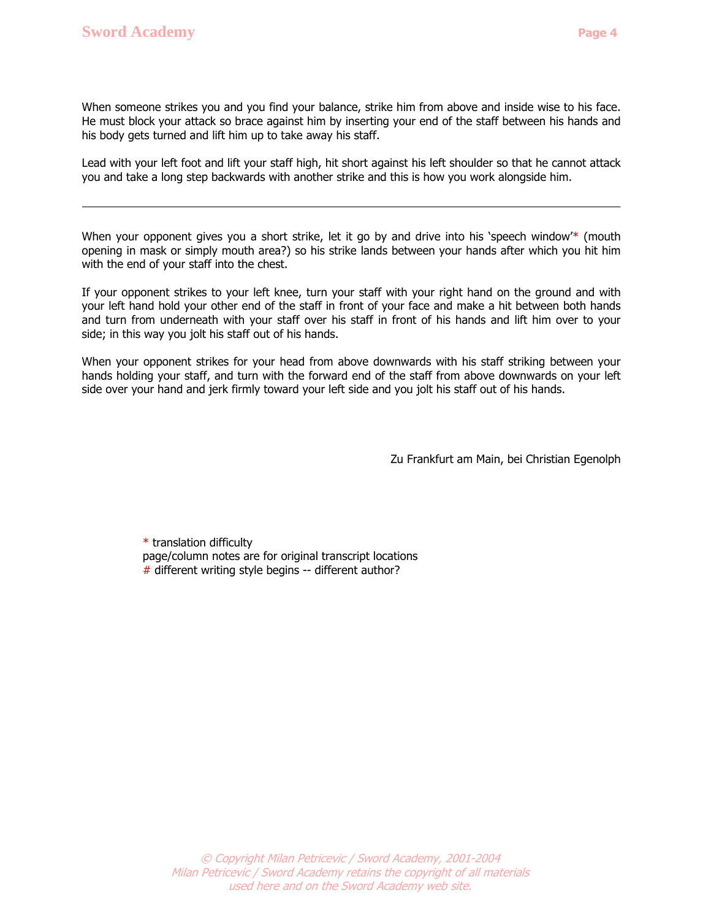When someone strikes you and you find your balance, strike him from above and inside wise to his face. He must block your attack so brace against him by inserting your end of the staff between his hands and his body gets turned and lift him up to take away his staff.

Lead with your left foot and lift your staff high, hit short against his left shoulder so that he cannot attack you and take a long step backwards with another strike and this is how you work alongside him.

---

When your opponent gives you a short strike, let it go by and drive into his 'speech window'* (mouth opening in mask or simply mouth area?) so his strike lands between your hands after which you hit him with the end of your staff into the chest.

If your opponent strikes to your left knee, turn your staff with your right hand on the ground and with your left hand hold your other end of the staff in front of your face and make a hit between both hands and turn from underneath with your staff over his staff in front of his hands and lift him over to your side; in this way you jolt his staff out of his hands.

When your opponent strikes for your head from above downwards with his staff striking between your hands holding your staff, and turn with the forward end of the staff from above downwards on your left side over your hand and jerk firmly toward your left side and you jolt his staff out of his hands.

Zu Frankfurt am Main, bei Christian Egenolph

\* translation difficulty
page/column notes are for original transcript locations
\# different writing style begins -- different author?

*© Copyright Milan Petricevic / Sword Academy, 2001-2004*
*Milan Petricevic / Sword Academy retains the copyright of all materials used here and on the Sword Academy web site.*